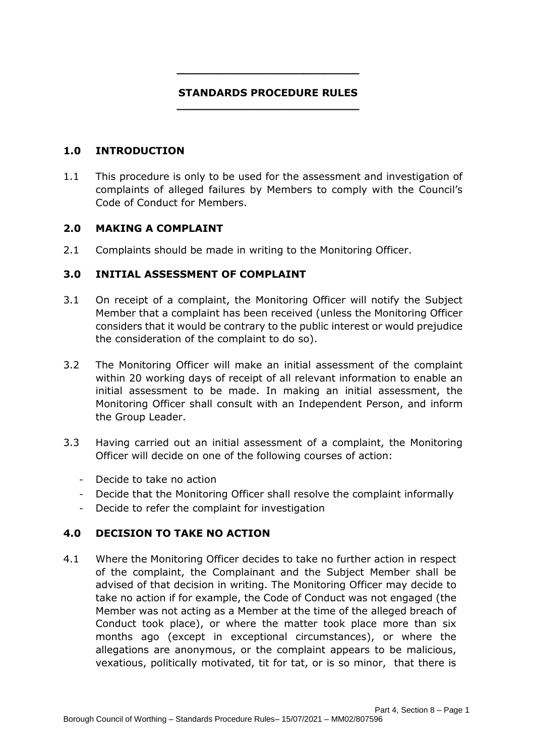# STANDARDS PROCEDURE RULES

## 1.0 INTRODUCTION

1.1 This procedure is only to be used for the assessment and investigation of complaints of alleged failures by Members to comply with the Council's Code of Conduct for Members.

## 2.0 MAKING A COMPLAINT

2.1 Complaints should be made in writing to the Monitoring Officer.

## 3.0 INITIAL ASSESSMENT OF COMPLAINT

3.1 On receipt of a complaint, the Monitoring Officer will notify the Subject Member that a complaint has been received (unless the Monitoring Officer considers that it would be contrary to the public interest or would prejudice the consideration of the complaint to do so).

3.2 The Monitoring Officer will make an initial assessment of the complaint within 20 working days of receipt of all relevant information to enable an initial assessment to be made. In making an initial assessment, the Monitoring Officer shall consult with an Independent Person, and inform the Group Leader.

3.3 Having carried out an initial assessment of a complaint, the Monitoring Officer will decide on one of the following courses of action:

- Decide to take no action
- Decide that the Monitoring Officer shall resolve the complaint informally
- Decide to refer the complaint for investigation

## 4.0 DECISION TO TAKE NO ACTION

4.1 Where the Monitoring Officer decides to take no further action in respect of the complaint, the Complainant and the Subject Member shall be advised of that decision in writing. The Monitoring Officer may decide to take no action if for example, the Code of Conduct was not engaged (the Member was not acting as a Member at the time of the alleged breach of Conduct took place), or where the matter took place more than six months ago (except in exceptional circumstances), or where the allegations are anonymous, or the complaint appears to be malicious, vexatious, politically motivated, tit for tat, or is so minor, that there is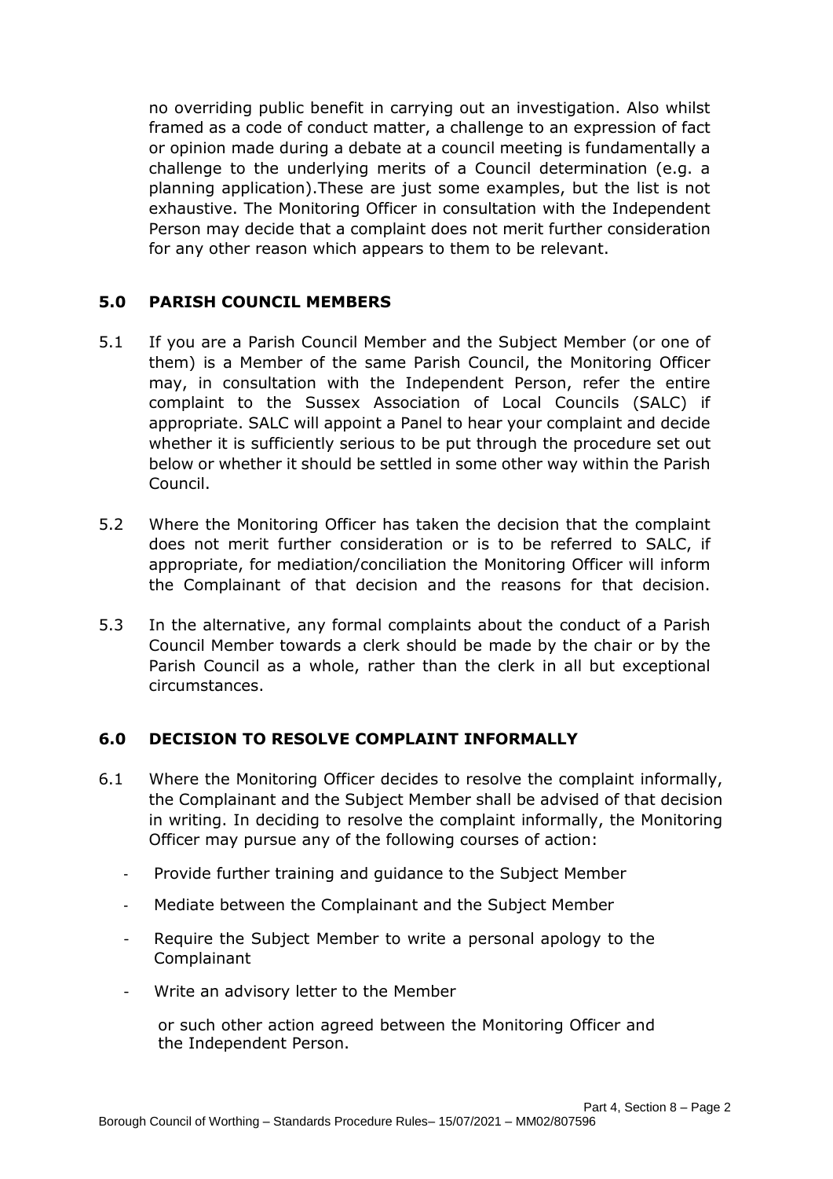no overriding public benefit in carrying out an investigation. Also whilst framed as a code of conduct matter, a challenge to an expression of fact or opinion made during a debate at a council meeting is fundamentally a challenge to the underlying merits of a Council determination (e.g. a planning application).These are just some examples, but the list is not exhaustive. The Monitoring Officer in consultation with the Independent Person may decide that a complaint does not merit further consideration for any other reason which appears to them to be relevant.

## 5.0 PARISH COUNCIL MEMBERS

5.1 If you are a Parish Council Member and the Subject Member (or one of them) is a Member of the same Parish Council, the Monitoring Officer may, in consultation with the Independent Person, refer the entire complaint to the Sussex Association of Local Councils (SALC) if appropriate. SALC will appoint a Panel to hear your complaint and decide whether it is sufficiently serious to be put through the procedure set out below or whether it should be settled in some other way within the Parish Council.

5.2 Where the Monitoring Officer has taken the decision that the complaint does not merit further consideration or is to be referred to SALC, if appropriate, for mediation/conciliation the Monitoring Officer will inform the Complainant of that decision and the reasons for that decision.

5.3 In the alternative, any formal complaints about the conduct of a Parish Council Member towards a clerk should be made by the chair or by the Parish Council as a whole, rather than the clerk in all but exceptional circumstances.

## 6.0 DECISION TO RESOLVE COMPLAINT INFORMALLY

6.1 Where the Monitoring Officer decides to resolve the complaint informally, the Complainant and the Subject Member shall be advised of that decision in writing. In deciding to resolve the complaint informally, the Monitoring Officer may pursue any of the following courses of action:

- Provide further training and guidance to the Subject Member
- Mediate between the Complainant and the Subject Member
- Require the Subject Member to write a personal apology to the Complainant
- Write an advisory letter to the Member

or such other action agreed between the Monitoring Officer and the Independent Person.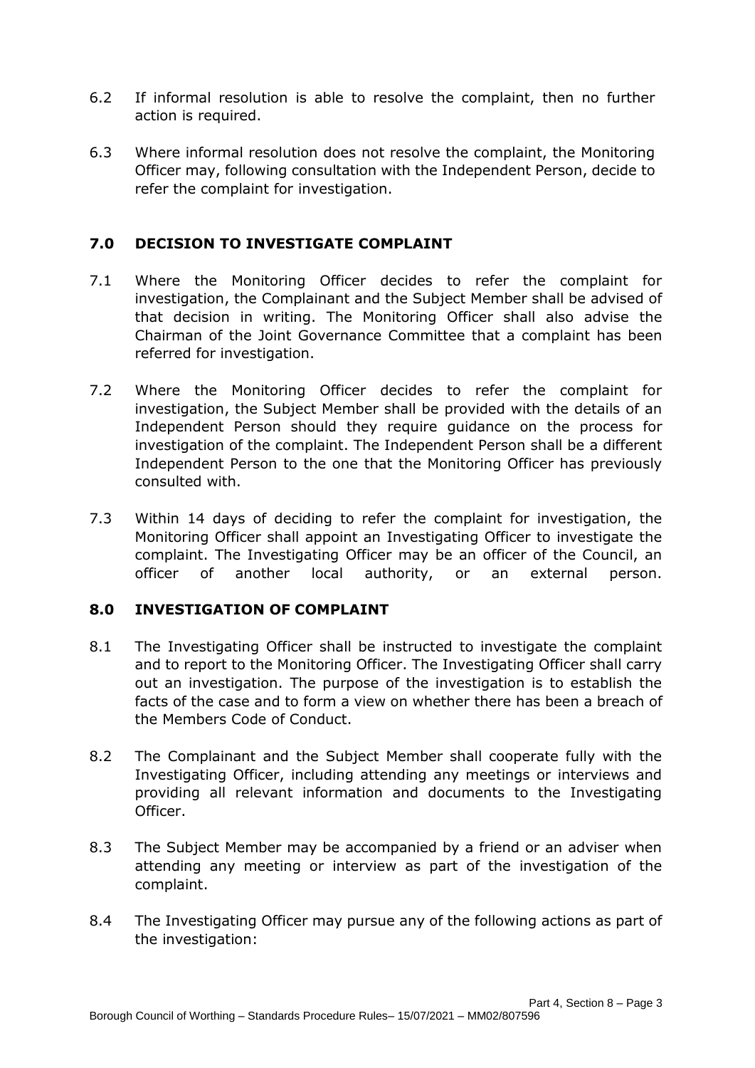6.2 If informal resolution is able to resolve the complaint, then no further action is required.

6.3 Where informal resolution does not resolve the complaint, the Monitoring Officer may, following consultation with the Independent Person, decide to refer the complaint for investigation.

## 7.0 DECISION TO INVESTIGATE COMPLAINT

7.1 Where the Monitoring Officer decides to refer the complaint for investigation, the Complainant and the Subject Member shall be advised of that decision in writing. The Monitoring Officer shall also advise the Chairman of the Joint Governance Committee that a complaint has been referred for investigation.

7.2 Where the Monitoring Officer decides to refer the complaint for investigation, the Subject Member shall be provided with the details of an Independent Person should they require guidance on the process for investigation of the complaint. The Independent Person shall be a different Independent Person to the one that the Monitoring Officer has previously consulted with.

7.3 Within 14 days of deciding to refer the complaint for investigation, the Monitoring Officer shall appoint an Investigating Officer to investigate the complaint. The Investigating Officer may be an officer of the Council, an officer of another local authority, or an external person.

## 8.0 INVESTIGATION OF COMPLAINT

8.1 The Investigating Officer shall be instructed to investigate the complaint and to report to the Monitoring Officer. The Investigating Officer shall carry out an investigation. The purpose of the investigation is to establish the facts of the case and to form a view on whether there has been a breach of the Members Code of Conduct.

8.2 The Complainant and the Subject Member shall cooperate fully with the Investigating Officer, including attending any meetings or interviews and providing all relevant information and documents to the Investigating Officer.

8.3 The Subject Member may be accompanied by a friend or an adviser when attending any meeting or interview as part of the investigation of the complaint.

8.4 The Investigating Officer may pursue any of the following actions as part of the investigation: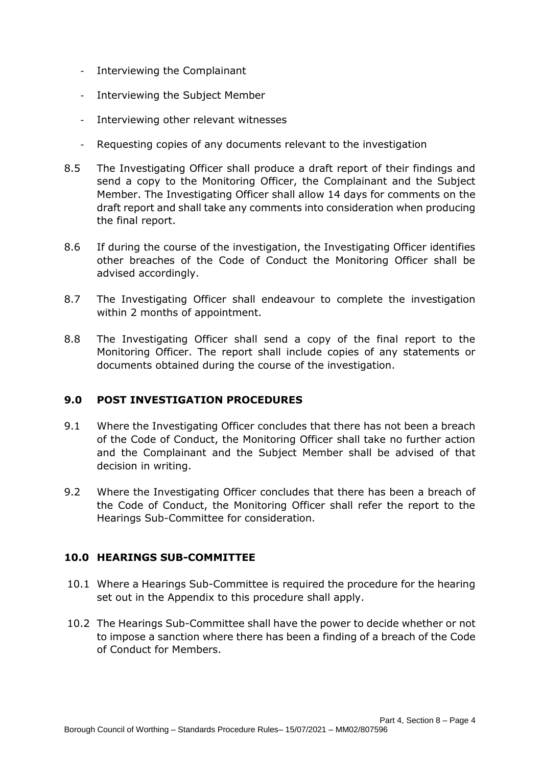- Interviewing the Complainant
- Interviewing the Subject Member
- Interviewing other relevant witnesses
- Requesting copies of any documents relevant to the investigation

8.5 The Investigating Officer shall produce a draft report of their findings and send a copy to the Monitoring Officer, the Complainant and the Subject Member. The Investigating Officer shall allow 14 days for comments on the draft report and shall take any comments into consideration when producing the final report.

8.6 If during the course of the investigation, the Investigating Officer identifies other breaches of the Code of Conduct the Monitoring Officer shall be advised accordingly.

8.7 The Investigating Officer shall endeavour to complete the investigation within 2 months of appointment.

8.8 The Investigating Officer shall send a copy of the final report to the Monitoring Officer. The report shall include copies of any statements or documents obtained during the course of the investigation.

## 9.0 POST INVESTIGATION PROCEDURES

9.1 Where the Investigating Officer concludes that there has not been a breach of the Code of Conduct, the Monitoring Officer shall take no further action and the Complainant and the Subject Member shall be advised of that decision in writing.

9.2 Where the Investigating Officer concludes that there has been a breach of the Code of Conduct, the Monitoring Officer shall refer the report to the Hearings Sub-Committee for consideration.

## 10.0 HEARINGS SUB-COMMITTEE

10.1 Where a Hearings Sub-Committee is required the procedure for the hearing set out in the Appendix to this procedure shall apply.

10.2 The Hearings Sub-Committee shall have the power to decide whether or not to impose a sanction where there has been a finding of a breach of the Code of Conduct for Members.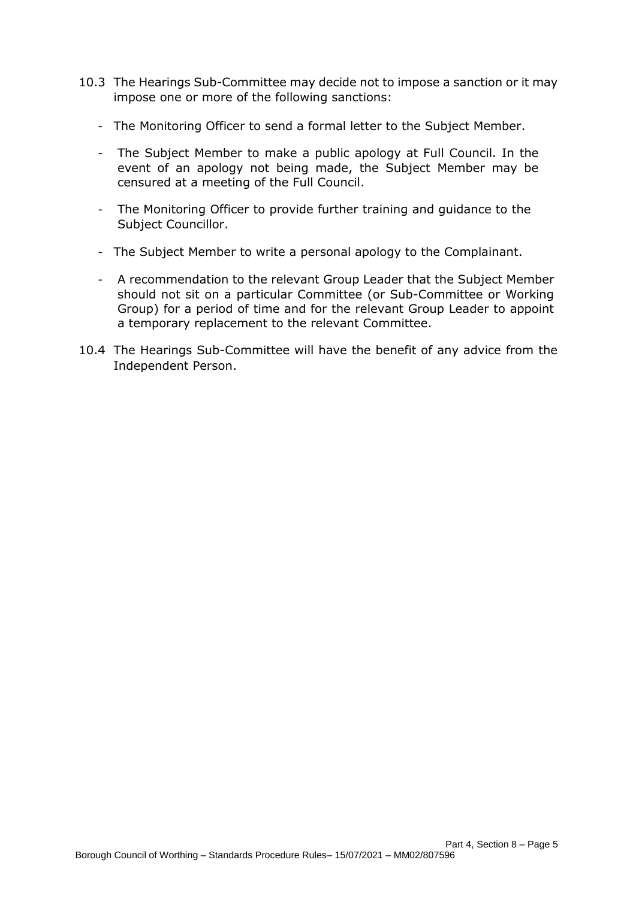10.3 The Hearings Sub-Committee may decide not to impose a sanction or it may impose one or more of the following sanctions:

- The Monitoring Officer to send a formal letter to the Subject Member.
- The Subject Member to make a public apology at Full Council. In the event of an apology not being made, the Subject Member may be censured at a meeting of the Full Council.
- The Monitoring Officer to provide further training and guidance to the Subject Councillor.
- The Subject Member to write a personal apology to the Complainant.
- A recommendation to the relevant Group Leader that the Subject Member should not sit on a particular Committee (or Sub-Committee or Working Group) for a period of time and for the relevant Group Leader to appoint a temporary replacement to the relevant Committee.

10.4 The Hearings Sub-Committee will have the benefit of any advice from the Independent Person.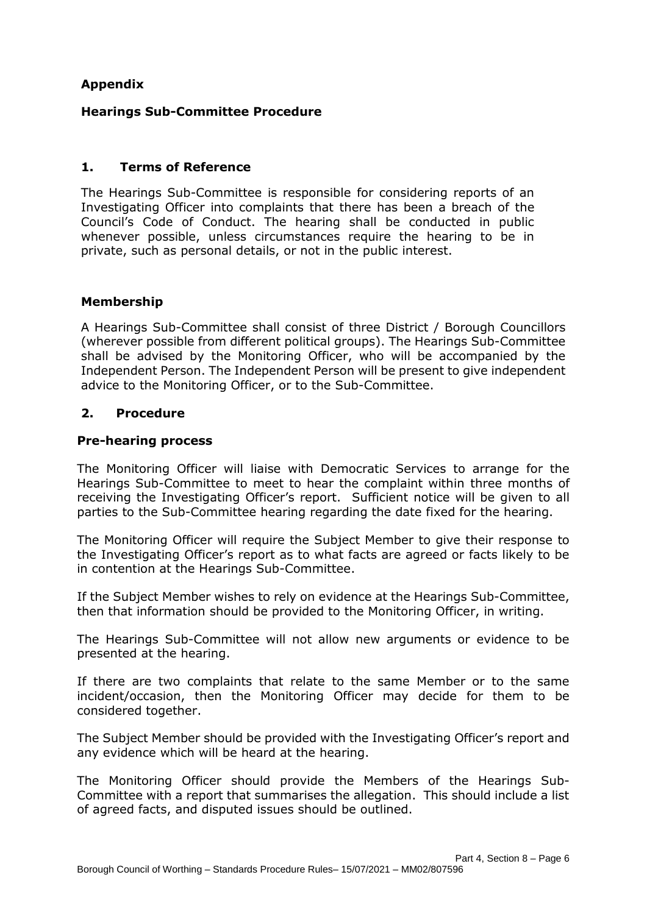**Appendix**

**Hearings Sub-Committee Procedure**

## 1. Terms of Reference

The Hearings Sub-Committee is responsible for considering reports of an Investigating Officer into complaints that there has been a breach of the Council's Code of Conduct. The hearing shall be conducted in public whenever possible, unless circumstances require the hearing to be in private, such as personal details, or not in the public interest.

### Membership

A Hearings Sub-Committee shall consist of three District / Borough Councillors (wherever possible from different political groups). The Hearings Sub-Committee shall be advised by the Monitoring Officer, who will be accompanied by the Independent Person. The Independent Person will be present to give independent advice to the Monitoring Officer, or to the Sub-Committee.

## 2. Procedure

### Pre-hearing process

The Monitoring Officer will liaise with Democratic Services to arrange for the Hearings Sub-Committee to meet to hear the complaint within three months of receiving the Investigating Officer's report. Sufficient notice will be given to all parties to the Sub-Committee hearing regarding the date fixed for the hearing.

The Monitoring Officer will require the Subject Member to give their response to the Investigating Officer's report as to what facts are agreed or facts likely to be in contention at the Hearings Sub-Committee.

If the Subject Member wishes to rely on evidence at the Hearings Sub-Committee, then that information should be provided to the Monitoring Officer, in writing.

The Hearings Sub-Committee will not allow new arguments or evidence to be presented at the hearing.

If there are two complaints that relate to the same Member or to the same incident/occasion, then the Monitoring Officer may decide for them to be considered together.

The Subject Member should be provided with the Investigating Officer's report and any evidence which will be heard at the hearing.

The Monitoring Officer should provide the Members of the Hearings Sub-Committee with a report that summarises the allegation. This should include a list of agreed facts, and disputed issues should be outlined.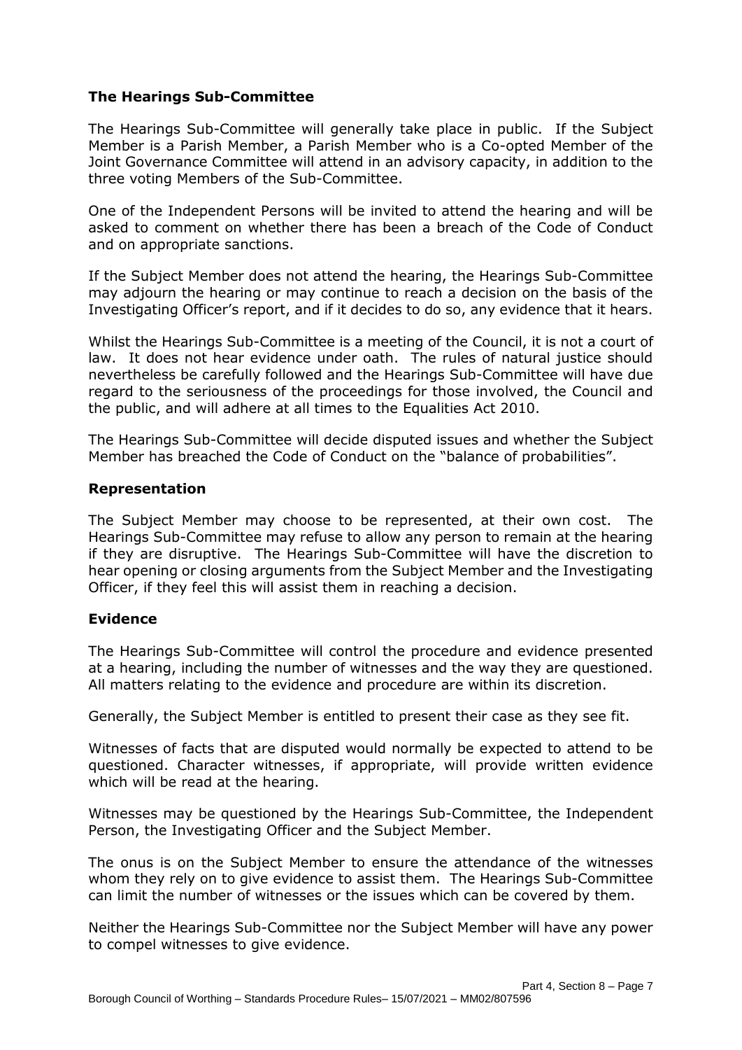### The Hearings Sub-Committee

The Hearings Sub-Committee will generally take place in public. If the Subject Member is a Parish Member, a Parish Member who is a Co-opted Member of the Joint Governance Committee will attend in an advisory capacity, in addition to the three voting Members of the Sub-Committee.

One of the Independent Persons will be invited to attend the hearing and will be asked to comment on whether there has been a breach of the Code of Conduct and on appropriate sanctions.

If the Subject Member does not attend the hearing, the Hearings Sub-Committee may adjourn the hearing or may continue to reach a decision on the basis of the Investigating Officer's report, and if it decides to do so, any evidence that it hears.

Whilst the Hearings Sub-Committee is a meeting of the Council, it is not a court of law. It does not hear evidence under oath. The rules of natural justice should nevertheless be carefully followed and the Hearings Sub-Committee will have due regard to the seriousness of the proceedings for those involved, the Council and the public, and will adhere at all times to the Equalities Act 2010.

The Hearings Sub-Committee will decide disputed issues and whether the Subject Member has breached the Code of Conduct on the "balance of probabilities".

### Representation

The Subject Member may choose to be represented, at their own cost. The Hearings Sub-Committee may refuse to allow any person to remain at the hearing if they are disruptive. The Hearings Sub-Committee will have the discretion to hear opening or closing arguments from the Subject Member and the Investigating Officer, if they feel this will assist them in reaching a decision.

### Evidence

The Hearings Sub-Committee will control the procedure and evidence presented at a hearing, including the number of witnesses and the way they are questioned. All matters relating to the evidence and procedure are within its discretion.

Generally, the Subject Member is entitled to present their case as they see fit.

Witnesses of facts that are disputed would normally be expected to attend to be questioned. Character witnesses, if appropriate, will provide written evidence which will be read at the hearing.

Witnesses may be questioned by the Hearings Sub-Committee, the Independent Person, the Investigating Officer and the Subject Member.

The onus is on the Subject Member to ensure the attendance of the witnesses whom they rely on to give evidence to assist them. The Hearings Sub-Committee can limit the number of witnesses or the issues which can be covered by them.

Neither the Hearings Sub-Committee nor the Subject Member will have any power to compel witnesses to give evidence.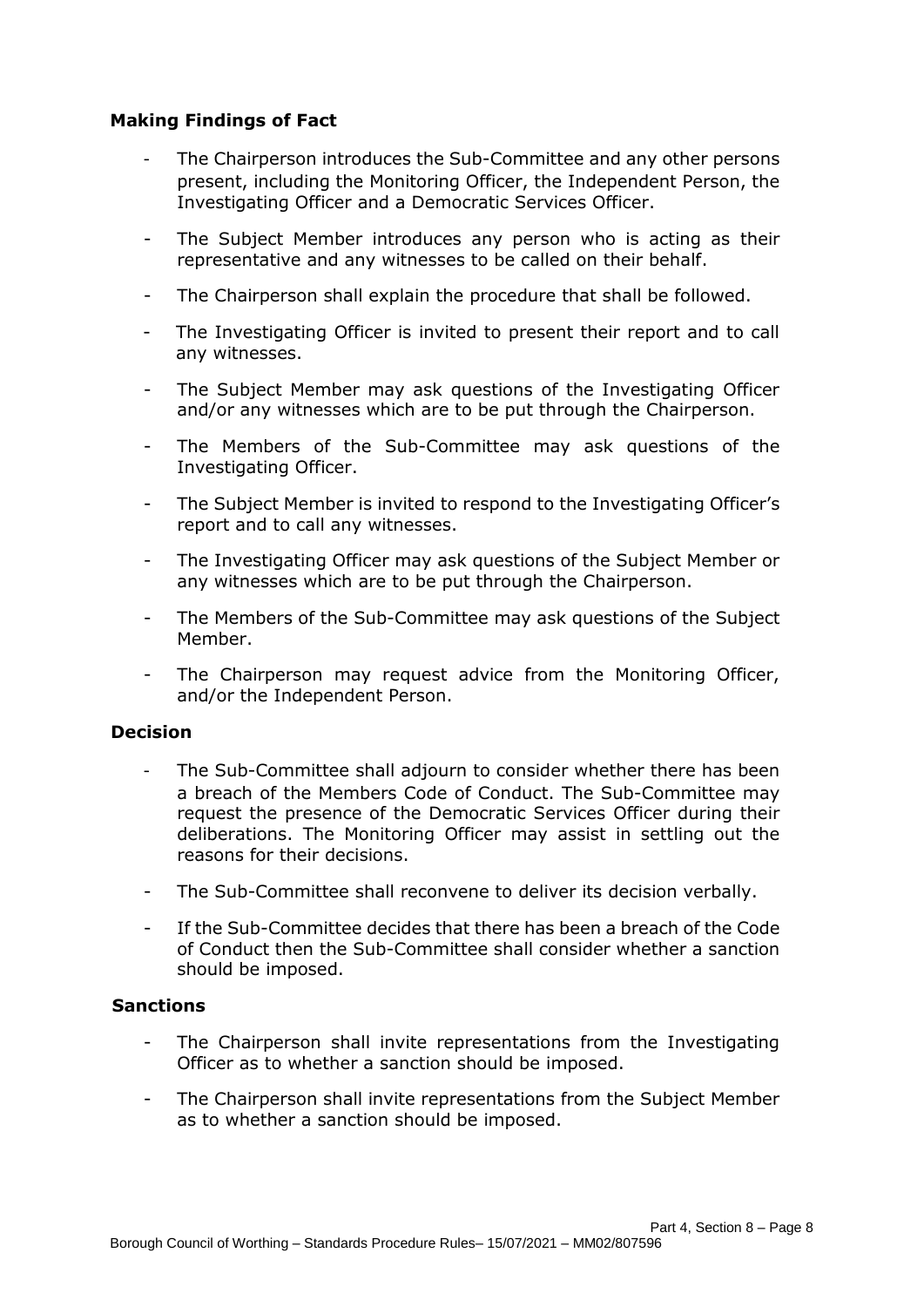**Making Findings of Fact**

- The Chairperson introduces the Sub-Committee and any other persons present, including the Monitoring Officer, the Independent Person, the Investigating Officer and a Democratic Services Officer.
- The Subject Member introduces any person who is acting as their representative and any witnesses to be called on their behalf.
- The Chairperson shall explain the procedure that shall be followed.
- The Investigating Officer is invited to present their report and to call any witnesses.
- The Subject Member may ask questions of the Investigating Officer and/or any witnesses which are to be put through the Chairperson.
- The Members of the Sub-Committee may ask questions of the Investigating Officer.
- The Subject Member is invited to respond to the Investigating Officer's report and to call any witnesses.
- The Investigating Officer may ask questions of the Subject Member or any witnesses which are to be put through the Chairperson.
- The Members of the Sub-Committee may ask questions of the Subject Member.
- The Chairperson may request advice from the Monitoring Officer, and/or the Independent Person.

**Decision**

- The Sub-Committee shall adjourn to consider whether there has been a breach of the Members Code of Conduct. The Sub-Committee may request the presence of the Democratic Services Officer during their deliberations. The Monitoring Officer may assist in settling out the reasons for their decisions.
- The Sub-Committee shall reconvene to deliver its decision verbally.
- If the Sub-Committee decides that there has been a breach of the Code of Conduct then the Sub-Committee shall consider whether a sanction should be imposed.

**Sanctions**

- The Chairperson shall invite representations from the Investigating Officer as to whether a sanction should be imposed.
- The Chairperson shall invite representations from the Subject Member as to whether a sanction should be imposed.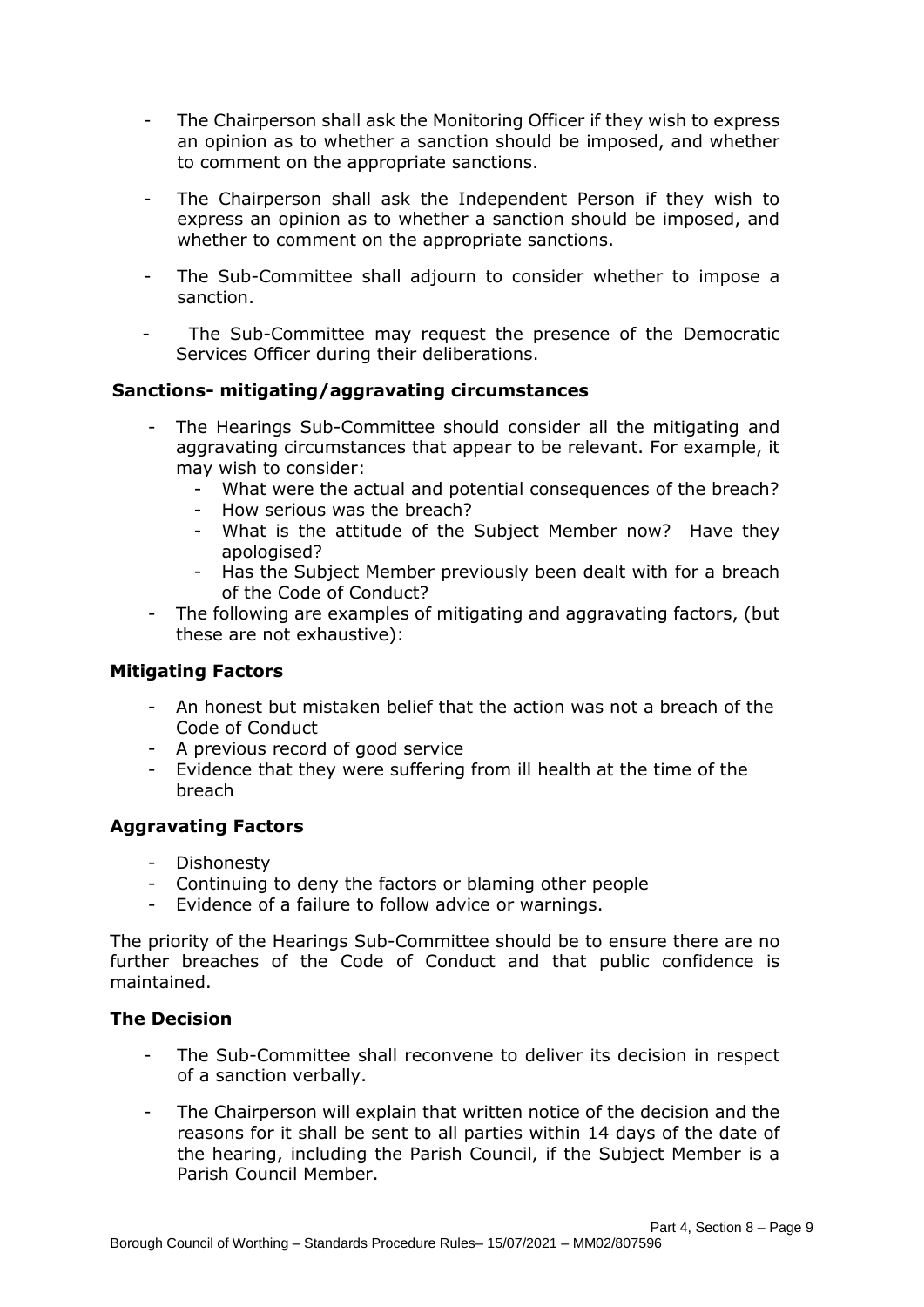- The Chairperson shall ask the Monitoring Officer if they wish to express an opinion as to whether a sanction should be imposed, and whether to comment on the appropriate sanctions.
- The Chairperson shall ask the Independent Person if they wish to express an opinion as to whether a sanction should be imposed, and whether to comment on the appropriate sanctions.
- The Sub-Committee shall adjourn to consider whether to impose a sanction.
- The Sub-Committee may request the presence of the Democratic Services Officer during their deliberations.

### Sanctions- mitigating/aggravating circumstances

- The Hearings Sub-Committee should consider all the mitigating and aggravating circumstances that appear to be relevant. For example, it may wish to consider:
  - What were the actual and potential consequences of the breach?
  - How serious was the breach?
  - What is the attitude of the Subject Member now? Have they apologised?
  - Has the Subject Member previously been dealt with for a breach of the Code of Conduct?
- The following are examples of mitigating and aggravating factors, (but these are not exhaustive):

### Mitigating Factors

- An honest but mistaken belief that the action was not a breach of the Code of Conduct
- A previous record of good service
- Evidence that they were suffering from ill health at the time of the breach

### Aggravating Factors

- Dishonesty
- Continuing to deny the factors or blaming other people
- Evidence of a failure to follow advice or warnings.

The priority of the Hearings Sub-Committee should be to ensure there are no further breaches of the Code of Conduct and that public confidence is maintained.

### The Decision

- The Sub-Committee shall reconvene to deliver its decision in respect of a sanction verbally.
- The Chairperson will explain that written notice of the decision and the reasons for it shall be sent to all parties within 14 days of the date of the hearing, including the Parish Council, if the Subject Member is a Parish Council Member.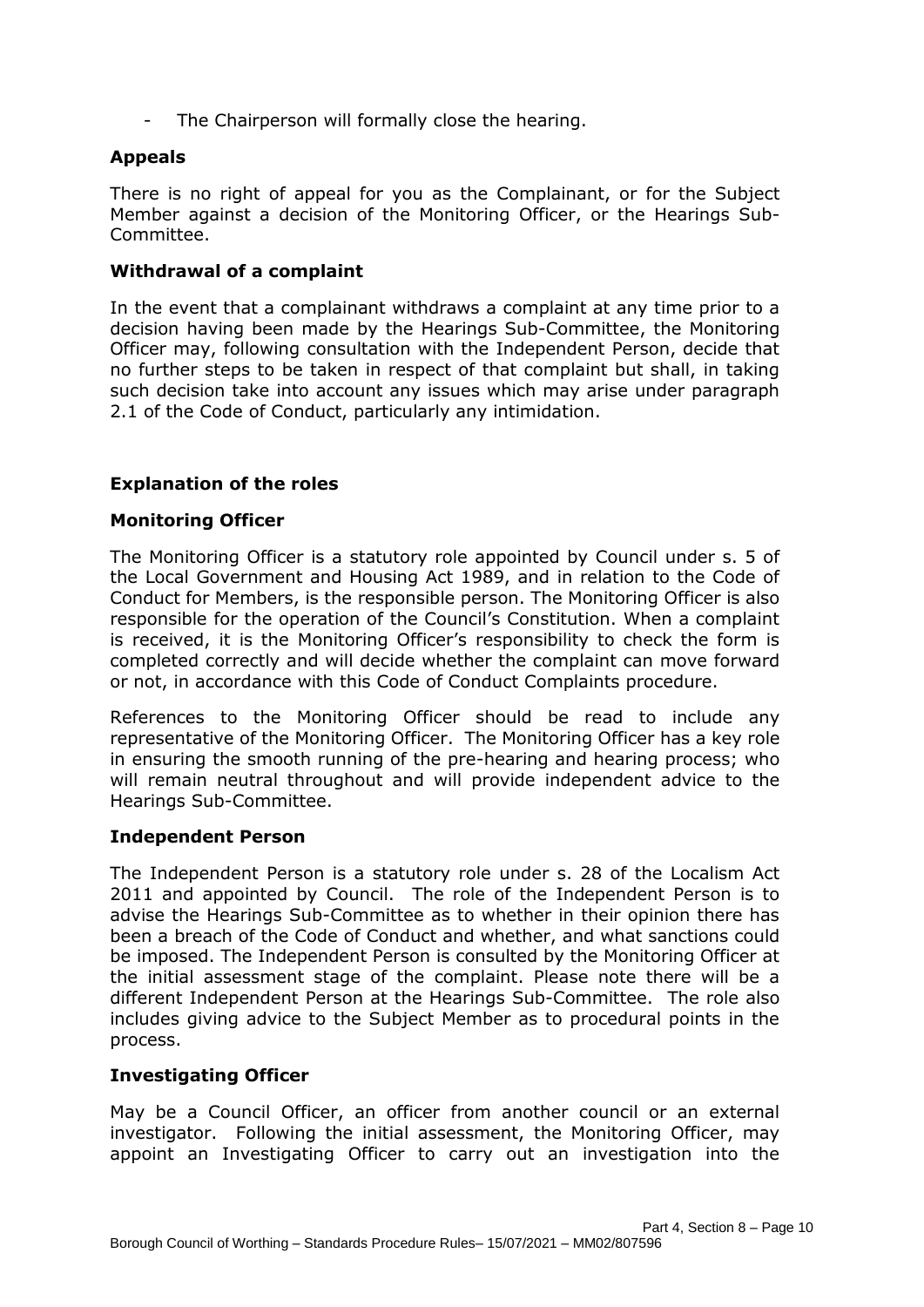- The Chairperson will formally close the hearing.

### Appeals

There is no right of appeal for you as the Complainant, or for the Subject Member against a decision of the Monitoring Officer, or the Hearings Sub-Committee.

### Withdrawal of a complaint

In the event that a complainant withdraws a complaint at any time prior to a decision having been made by the Hearings Sub-Committee, the Monitoring Officer may, following consultation with the Independent Person, decide that no further steps to be taken in respect of that complaint but shall, in taking such decision take into account any issues which may arise under paragraph 2.1 of the Code of Conduct, particularly any intimidation.

## Explanation of the roles

### Monitoring Officer

The Monitoring Officer is a statutory role appointed by Council under s. 5 of the Local Government and Housing Act 1989, and in relation to the Code of Conduct for Members, is the responsible person. The Monitoring Officer is also responsible for the operation of the Council's Constitution. When a complaint is received, it is the Monitoring Officer's responsibility to check the form is completed correctly and will decide whether the complaint can move forward or not, in accordance with this Code of Conduct Complaints procedure.

References to the Monitoring Officer should be read to include any representative of the Monitoring Officer. The Monitoring Officer has a key role in ensuring the smooth running of the pre-hearing and hearing process; who will remain neutral throughout and will provide independent advice to the Hearings Sub-Committee.

### Independent Person

The Independent Person is a statutory role under s. 28 of the Localism Act 2011 and appointed by Council. The role of the Independent Person is to advise the Hearings Sub-Committee as to whether in their opinion there has been a breach of the Code of Conduct and whether, and what sanctions could be imposed. The Independent Person is consulted by the Monitoring Officer at the initial assessment stage of the complaint. Please note there will be a different Independent Person at the Hearings Sub-Committee. The role also includes giving advice to the Subject Member as to procedural points in the process.

### Investigating Officer

May be a Council Officer, an officer from another council or an external investigator. Following the initial assessment, the Monitoring Officer, may appoint an Investigating Officer to carry out an investigation into the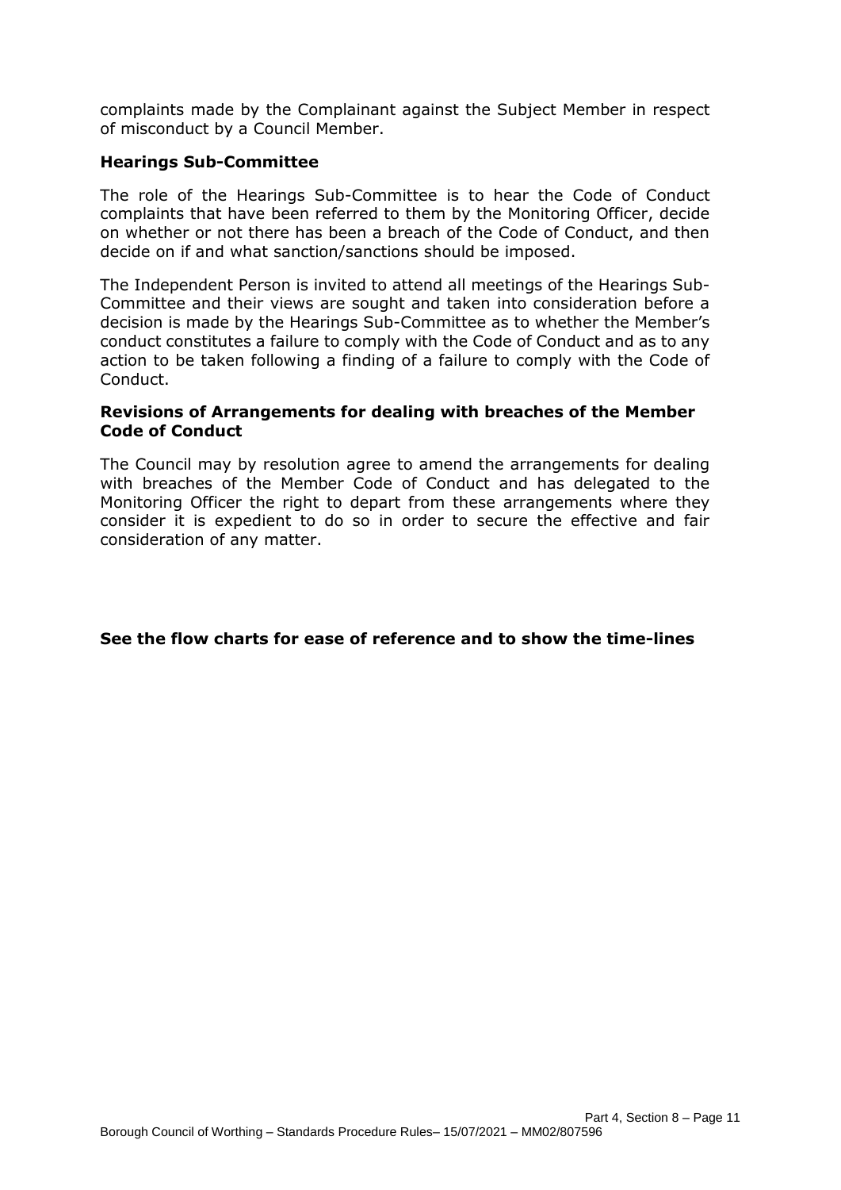complaints made by the Complainant against the Subject Member in respect of misconduct by a Council Member.

**Hearings Sub-Committee**

The role of the Hearings Sub-Committee is to hear the Code of Conduct complaints that have been referred to them by the Monitoring Officer, decide on whether or not there has been a breach of the Code of Conduct, and then decide on if and what sanction/sanctions should be imposed.

The Independent Person is invited to attend all meetings of the Hearings Sub-Committee and their views are sought and taken into consideration before a decision is made by the Hearings Sub-Committee as to whether the Member's conduct constitutes a failure to comply with the Code of Conduct and as to any action to be taken following a finding of a failure to comply with the Code of Conduct.

**Revisions of Arrangements for dealing with breaches of the Member Code of Conduct**

The Council may by resolution agree to amend the arrangements for dealing with breaches of the Member Code of Conduct and has delegated to the Monitoring Officer the right to depart from these arrangements where they consider it is expedient to do so in order to secure the effective and fair consideration of any matter.

**See the flow charts for ease of reference and to show the time-lines**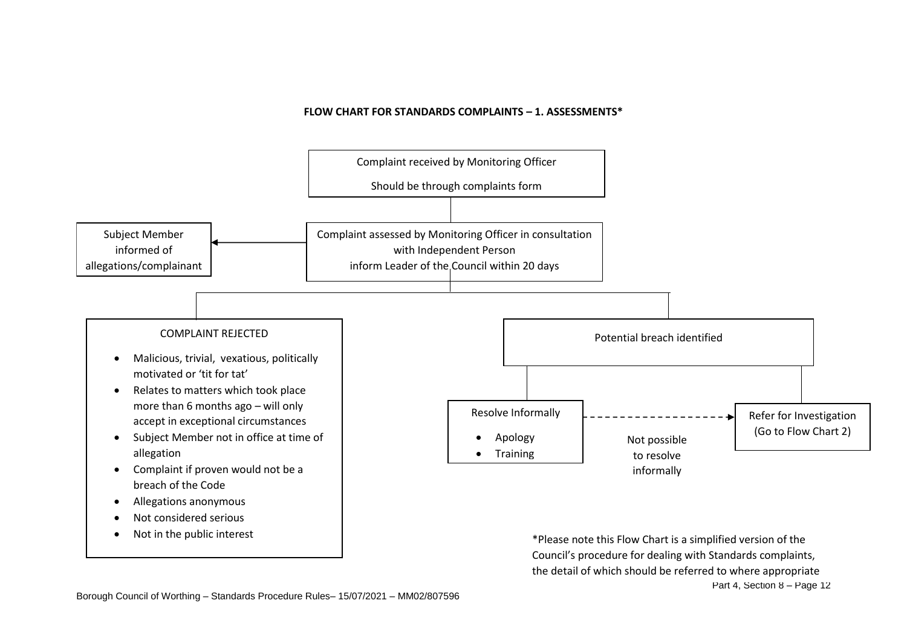**FLOW CHART FOR STANDARDS COMPLAINTS – 1. ASSESSMENTS***

Complaint received by Monitoring Officer

Should be through complaints form

Complaint assessed by Monitoring Officer in consultation with Independent Person
inform Leader of the Council within 20 days

Subject Member informed of allegations/complainant

COMPLAINT REJECTED

- Malicious, trivial, vexatious, politically motivated or 'tit for tat'
- Relates to matters which took place more than 6 months ago – will only accept in exceptional circumstances
- Subject Member not in office at time of allegation
- Complaint if proven would not be a breach of the Code
- Allegations anonymous
- Not considered serious
- Not in the public interest

Potential breach identified

Resolve Informally

- Apology
- Training

Not possible to resolve informally

Refer for Investigation (Go to Flow Chart 2)

*Please note this Flow Chart is a simplified version of the Council's procedure for dealing with Standards complaints, the detail of which should be referred to where appropriate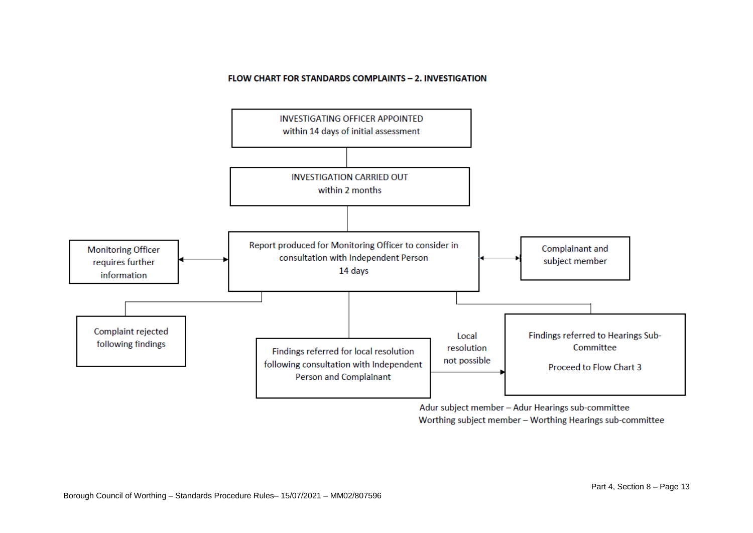**FLOW CHART FOR STANDARDS COMPLAINTS – 2. INVESTIGATION**

INVESTIGATING OFFICER APPOINTED
within 14 days of initial assessment

INVESTIGATION CARRIED OUT
within 2 months

Report produced for Monitoring Officer to consider in consultation with Independent Person
14 days

Monitoring Officer requires further information

Complainant and subject member

Complaint rejected following findings

Findings referred for local resolution following consultation with Independent Person and Complainant

Local resolution not possible

Findings referred to Hearings Sub-Committee

Proceed to Flow Chart 3

Adur subject member – Adur Hearings sub-committee
Worthing subject member – Worthing Hearings sub-committee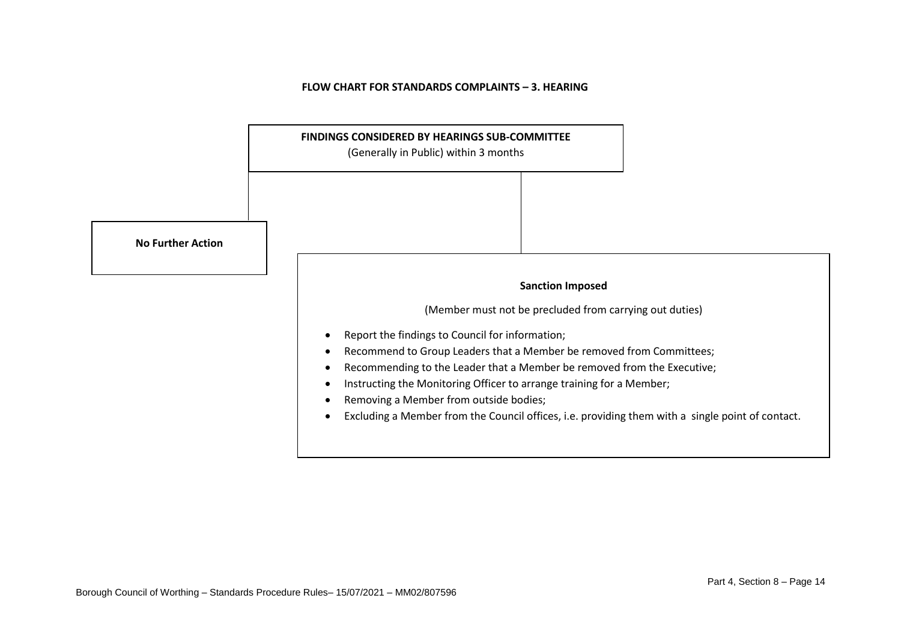**FLOW CHART FOR STANDARDS COMPLAINTS – 3. HEARING**

**FINDINGS CONSIDERED BY HEARINGS SUB-COMMITTEE**
(Generally in Public) within 3 months

**No Further Action**

**Sanction Imposed**

(Member must not be precluded from carrying out duties)

- Report the findings to Council for information;
- Recommend to Group Leaders that a Member be removed from Committees;
- Recommending to the Leader that a Member be removed from the Executive;
- Instructing the Monitoring Officer to arrange training for a Member;
- Removing a Member from outside bodies;
- Excluding a Member from the Council offices, i.e. providing them with a single point of contact.